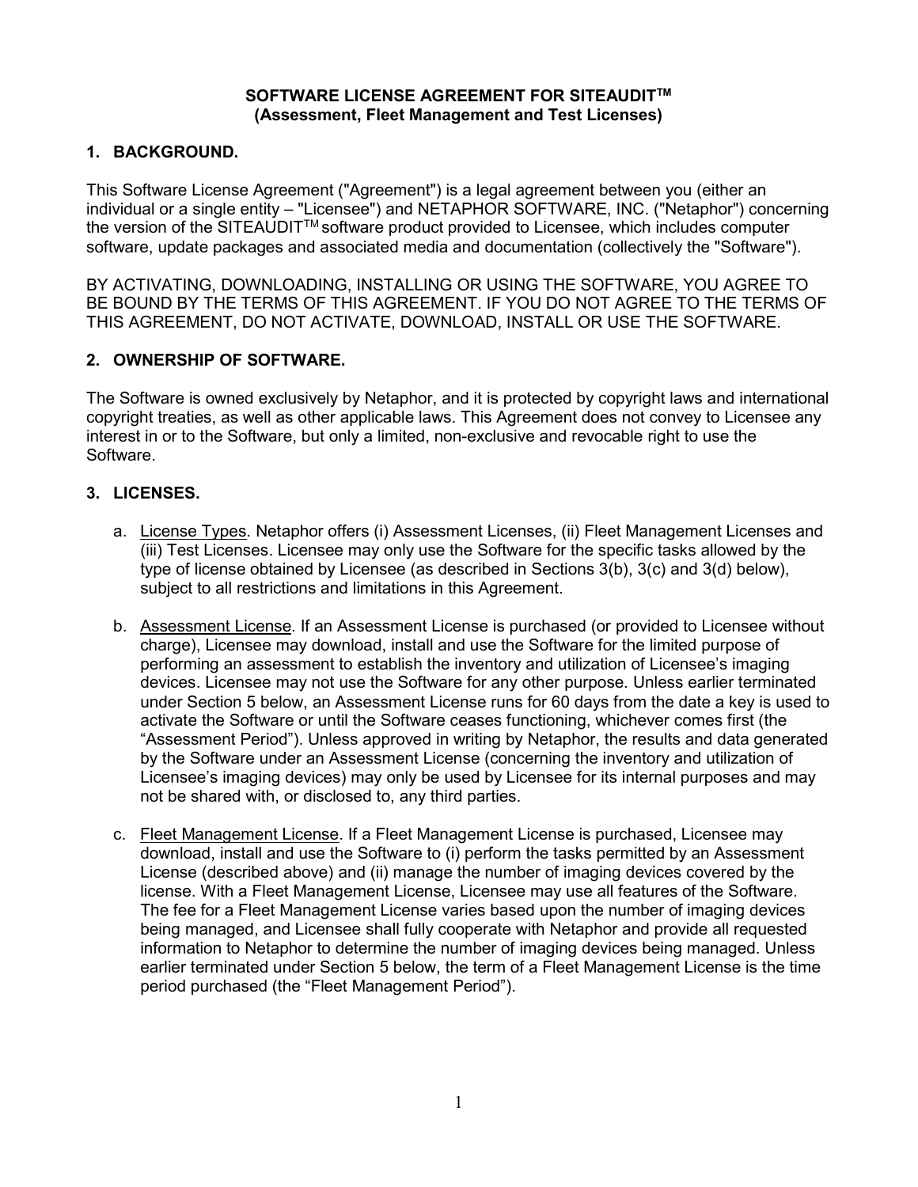# SOFTWARE LICENSE AGREEMENT FOR SITEAUDIT™
## (Assessment, Fleet Management and Test Licenses)

### 1. BACKGROUND.

This Software License Agreement ("Agreement") is a legal agreement between you (either an individual or a single entity – "Licensee") and NETAPHOR SOFTWARE, INC. ("Netaphor") concerning the version of the SITEAUDIT™ software product provided to Licensee, which includes computer software, update packages and associated media and documentation (collectively the "Software").

BY ACTIVATING, DOWNLOADING, INSTALLING OR USING THE SOFTWARE, YOU AGREE TO BE BOUND BY THE TERMS OF THIS AGREEMENT. IF YOU DO NOT AGREE TO THE TERMS OF THIS AGREEMENT, DO NOT ACTIVATE, DOWNLOAD, INSTALL OR USE THE SOFTWARE.

### 2. OWNERSHIP OF SOFTWARE.

The Software is owned exclusively by Netaphor, and it is protected by copyright laws and international copyright treaties, as well as other applicable laws. This Agreement does not convey to Licensee any interest in or to the Software, but only a limited, non-exclusive and revocable right to use the Software.

### 3. LICENSES.

a. <u>License Types</u>. Netaphor offers (i) Assessment Licenses, (ii) Fleet Management Licenses and (iii) Test Licenses. Licensee may only use the Software for the specific tasks allowed by the type of license obtained by Licensee (as described in Sections 3(b), 3(c) and 3(d) below), subject to all restrictions and limitations in this Agreement.

b. <u>Assessment License</u>. If an Assessment License is purchased (or provided to Licensee without charge), Licensee may download, install and use the Software for the limited purpose of performing an assessment to establish the inventory and utilization of Licensee's imaging devices. Licensee may not use the Software for any other purpose. Unless earlier terminated under Section 5 below, an Assessment License runs for 60 days from the date a key is used to activate the Software or until the Software ceases functioning, whichever comes first (the "Assessment Period"). Unless approved in writing by Netaphor, the results and data generated by the Software under an Assessment License (concerning the inventory and utilization of Licensee's imaging devices) may only be used by Licensee for its internal purposes and may not be shared with, or disclosed to, any third parties.

c. <u>Fleet Management License</u>. If a Fleet Management License is purchased, Licensee may download, install and use the Software to (i) perform the tasks permitted by an Assessment License (described above) and (ii) manage the number of imaging devices covered by the license. With a Fleet Management License, Licensee may use all features of the Software. The fee for a Fleet Management License varies based upon the number of imaging devices being managed, and Licensee shall fully cooperate with Netaphor and provide all requested information to Netaphor to determine the number of imaging devices being managed. Unless earlier terminated under Section 5 below, the term of a Fleet Management License is the time period purchased (the "Fleet Management Period").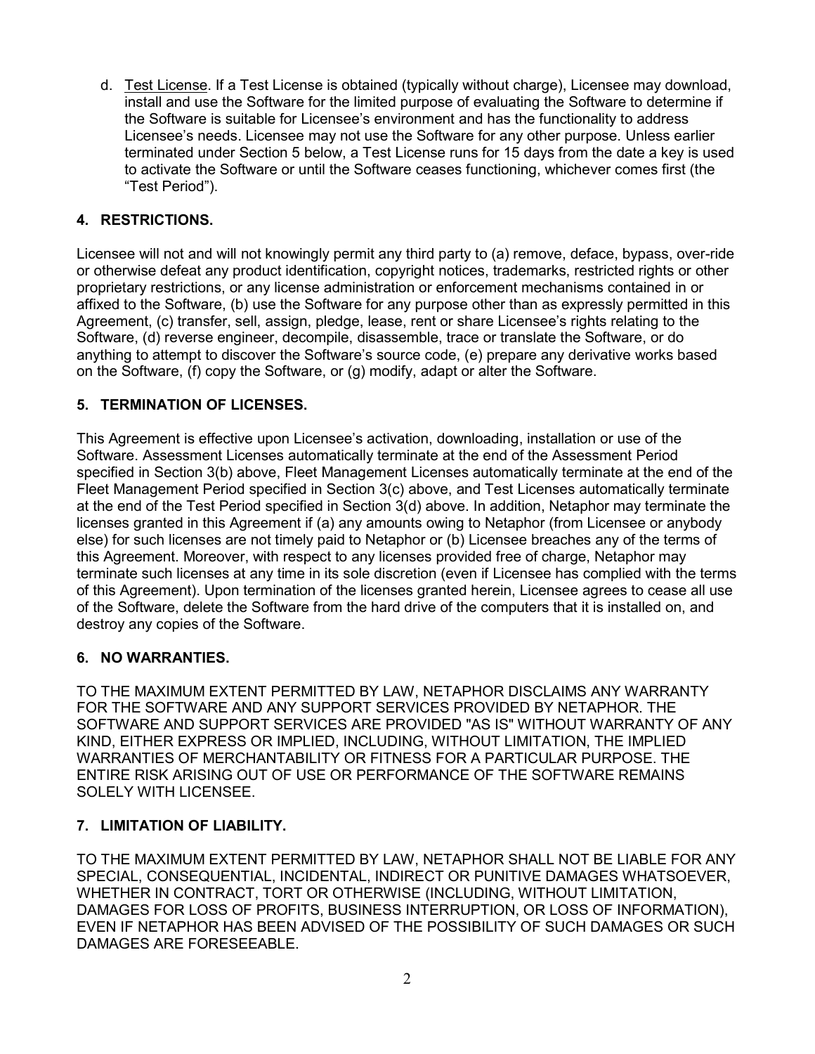d. <u>Test License</u>. If a Test License is obtained (typically without charge), Licensee may download, install and use the Software for the limited purpose of evaluating the Software to determine if the Software is suitable for Licensee's environment and has the functionality to address Licensee's needs. Licensee may not use the Software for any other purpose. Unless earlier terminated under Section 5 below, a Test License runs for 15 days from the date a key is used to activate the Software or until the Software ceases functioning, whichever comes first (the "Test Period").

## 4. RESTRICTIONS.

Licensee will not and will not knowingly permit any third party to (a) remove, deface, bypass, over-ride or otherwise defeat any product identification, copyright notices, trademarks, restricted rights or other proprietary restrictions, or any license administration or enforcement mechanisms contained in or affixed to the Software, (b) use the Software for any purpose other than as expressly permitted in this Agreement, (c) transfer, sell, assign, pledge, lease, rent or share Licensee's rights relating to the Software, (d) reverse engineer, decompile, disassemble, trace or translate the Software, or do anything to attempt to discover the Software's source code, (e) prepare any derivative works based on the Software, (f) copy the Software, or (g) modify, adapt or alter the Software.

## 5. TERMINATION OF LICENSES.

This Agreement is effective upon Licensee's activation, downloading, installation or use of the Software. Assessment Licenses automatically terminate at the end of the Assessment Period specified in Section 3(b) above, Fleet Management Licenses automatically terminate at the end of the Fleet Management Period specified in Section 3(c) above, and Test Licenses automatically terminate at the end of the Test Period specified in Section 3(d) above. In addition, Netaphor may terminate the licenses granted in this Agreement if (a) any amounts owing to Netaphor (from Licensee or anybody else) for such licenses are not timely paid to Netaphor or (b) Licensee breaches any of the terms of this Agreement. Moreover, with respect to any licenses provided free of charge, Netaphor may terminate such licenses at any time in its sole discretion (even if Licensee has complied with the terms of this Agreement). Upon termination of the licenses granted herein, Licensee agrees to cease all use of the Software, delete the Software from the hard drive of the computers that it is installed on, and destroy any copies of the Software.

## 6. NO WARRANTIES.

TO THE MAXIMUM EXTENT PERMITTED BY LAW, NETAPHOR DISCLAIMS ANY WARRANTY FOR THE SOFTWARE AND ANY SUPPORT SERVICES PROVIDED BY NETAPHOR. THE SOFTWARE AND SUPPORT SERVICES ARE PROVIDED "AS IS" WITHOUT WARRANTY OF ANY KIND, EITHER EXPRESS OR IMPLIED, INCLUDING, WITHOUT LIMITATION, THE IMPLIED WARRANTIES OF MERCHANTABILITY OR FITNESS FOR A PARTICULAR PURPOSE. THE ENTIRE RISK ARISING OUT OF USE OR PERFORMANCE OF THE SOFTWARE REMAINS SOLELY WITH LICENSEE.

## 7. LIMITATION OF LIABILITY.

TO THE MAXIMUM EXTENT PERMITTED BY LAW, NETAPHOR SHALL NOT BE LIABLE FOR ANY SPECIAL, CONSEQUENTIAL, INCIDENTAL, INDIRECT OR PUNITIVE DAMAGES WHATSOEVER, WHETHER IN CONTRACT, TORT OR OTHERWISE (INCLUDING, WITHOUT LIMITATION, DAMAGES FOR LOSS OF PROFITS, BUSINESS INTERRUPTION, OR LOSS OF INFORMATION), EVEN IF NETAPHOR HAS BEEN ADVISED OF THE POSSIBILITY OF SUCH DAMAGES OR SUCH DAMAGES ARE FORESEEABLE.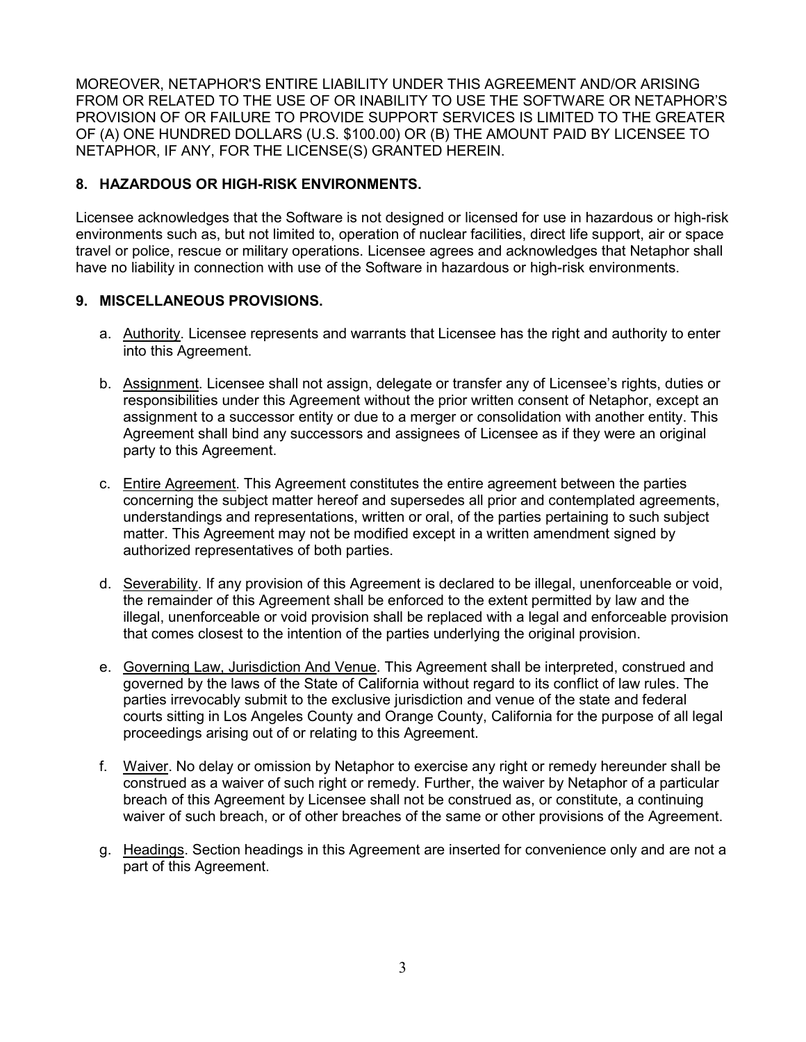MOREOVER, NETAPHOR'S ENTIRE LIABILITY UNDER THIS AGREEMENT AND/OR ARISING FROM OR RELATED TO THE USE OF OR INABILITY TO USE THE SOFTWARE OR NETAPHOR'S PROVISION OF OR FAILURE TO PROVIDE SUPPORT SERVICES IS LIMITED TO THE GREATER OF (A) ONE HUNDRED DOLLARS (U.S. $100.00) OR (B) THE AMOUNT PAID BY LICENSEE TO NETAPHOR, IF ANY, FOR THE LICENSE(S) GRANTED HEREIN.

## 8. HAZARDOUS OR HIGH-RISK ENVIRONMENTS.

Licensee acknowledges that the Software is not designed or licensed for use in hazardous or high-risk environments such as, but not limited to, operation of nuclear facilities, direct life support, air or space travel or police, rescue or military operations. Licensee agrees and acknowledges that Netaphor shall have no liability in connection with use of the Software in hazardous or high-risk environments.

## 9. MISCELLANEOUS PROVISIONS.

a. Authority. Licensee represents and warrants that Licensee has the right and authority to enter into this Agreement.

b. Assignment. Licensee shall not assign, delegate or transfer any of Licensee's rights, duties or responsibilities under this Agreement without the prior written consent of Netaphor, except an assignment to a successor entity or due to a merger or consolidation with another entity. This Agreement shall bind any successors and assignees of Licensee as if they were an original party to this Agreement.

c. Entire Agreement. This Agreement constitutes the entire agreement between the parties concerning the subject matter hereof and supersedes all prior and contemplated agreements, understandings and representations, written or oral, of the parties pertaining to such subject matter. This Agreement may not be modified except in a written amendment signed by authorized representatives of both parties.

d. Severability. If any provision of this Agreement is declared to be illegal, unenforceable or void, the remainder of this Agreement shall be enforced to the extent permitted by law and the illegal, unenforceable or void provision shall be replaced with a legal and enforceable provision that comes closest to the intention of the parties underlying the original provision.

e. Governing Law, Jurisdiction And Venue. This Agreement shall be interpreted, construed and governed by the laws of the State of California without regard to its conflict of law rules. The parties irrevocably submit to the exclusive jurisdiction and venue of the state and federal courts sitting in Los Angeles County and Orange County, California for the purpose of all legal proceedings arising out of or relating to this Agreement.

f. Waiver. No delay or omission by Netaphor to exercise any right or remedy hereunder shall be construed as a waiver of such right or remedy. Further, the waiver by Netaphor of a particular breach of this Agreement by Licensee shall not be construed as, or constitute, a continuing waiver of such breach, or of other breaches of the same or other provisions of the Agreement.

g. Headings. Section headings in this Agreement are inserted for convenience only and are not a part of this Agreement.